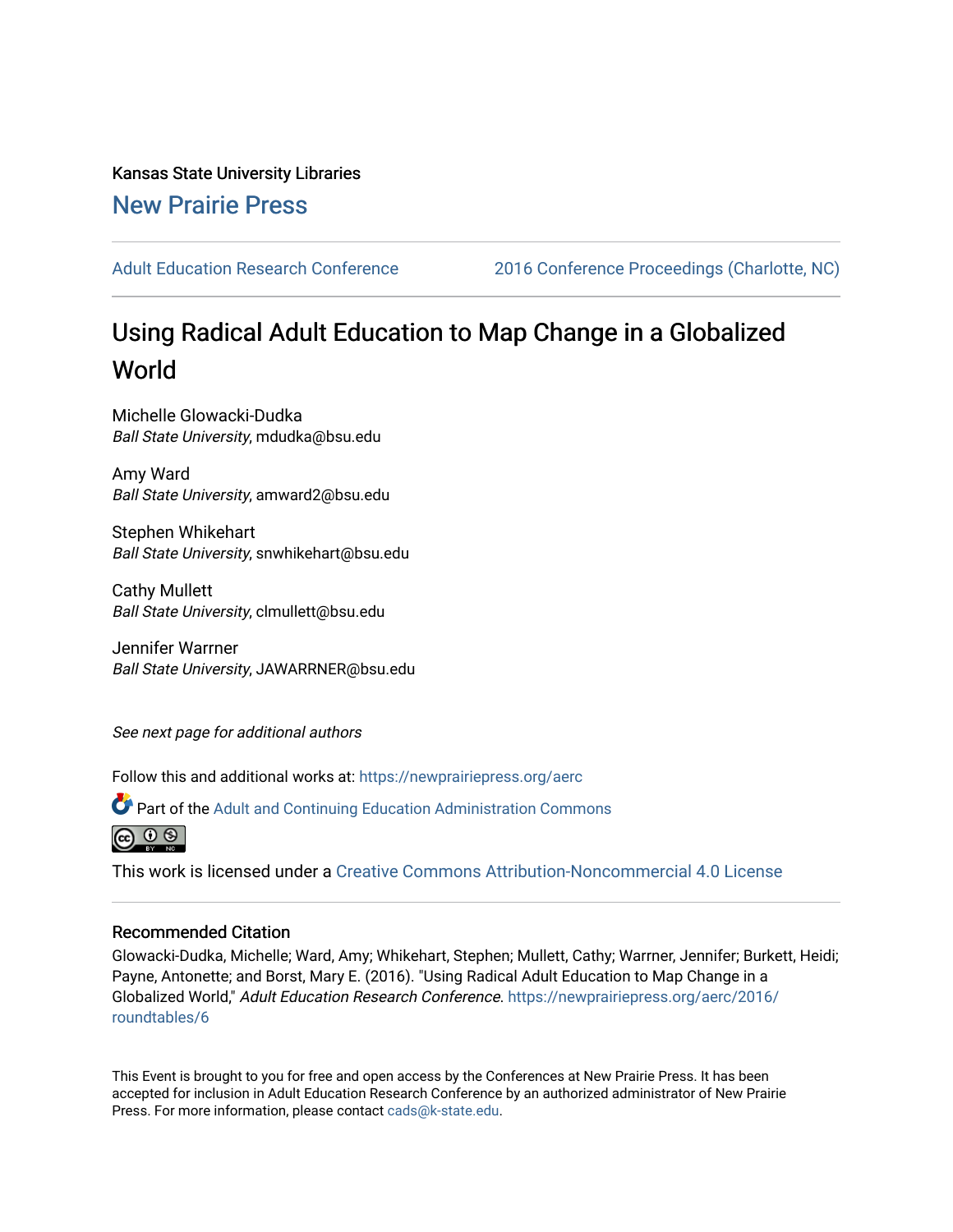Kansas State University Libraries

New Prairie Press

Adult Education Research Conference | 2016 Conference Proceedings (Charlotte, NC)

# Using Radical Adult Education to Map Change in a Globalized World

Michelle Glowacki-Dudka
*Ball State University*, mdudka@bsu.edu

Amy Ward
*Ball State University*, amward2@bsu.edu

Stephen Whikehart
*Ball State University*, snwhikehart@bsu.edu

Cathy Mullett
*Ball State University*, clmullett@bsu.edu

Jennifer Warrner
*Ball State University*, JAWARRNER@bsu.edu

*See next page for additional authors*

Follow this and additional works at: https://newprairiepress.org/aerc

Part of the Adult and Continuing Education Administration Commons

This work is licensed under a Creative Commons Attribution-Noncommercial 4.0 License

## Recommended Citation

Glowacki-Dudka, Michelle; Ward, Amy; Whikehart, Stephen; Mullett, Cathy; Warrner, Jennifer; Burkett, Heidi; Payne, Antonette; and Borst, Mary E. (2016). "Using Radical Adult Education to Map Change in a Globalized World," *Adult Education Research Conference*. https://newprairiepress.org/aerc/2016/roundtables/6

This Event is brought to you for free and open access by the Conferences at New Prairie Press. It has been accepted for inclusion in Adult Education Research Conference by an authorized administrator of New Prairie Press. For more information, please contact cads@k-state.edu.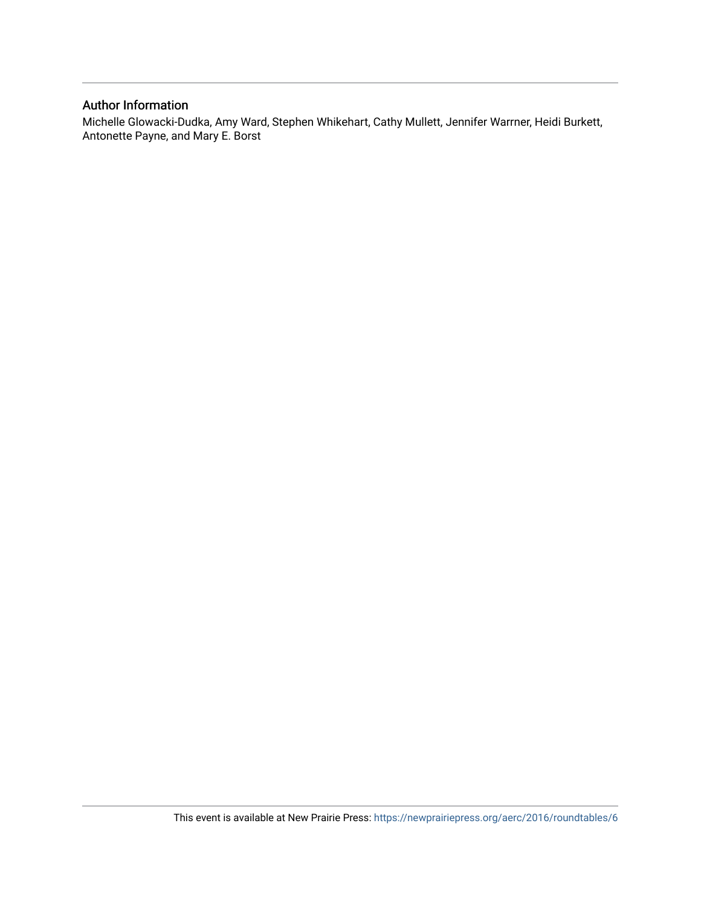## Author Information

Michelle Glowacki-Dudka, Amy Ward, Stephen Whikehart, Cathy Mullett, Jennifer Warrner, Heidi Burkett, Antonette Payne, and Mary E. Borst

This event is available at New Prairie Press: https://newprairiepress.org/aerc/2016/roundtables/6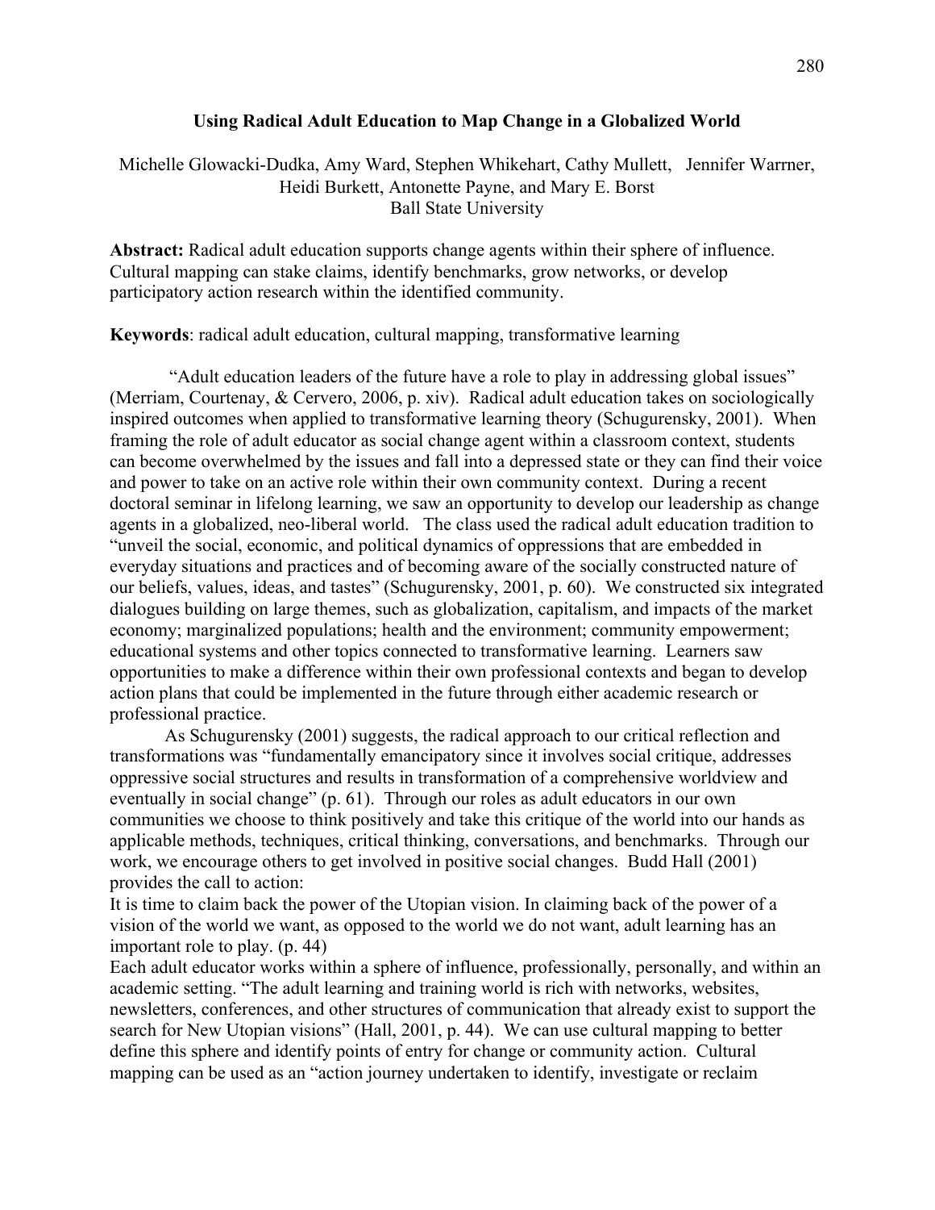# Using Radical Adult Education to Map Change in a Globalized World

Michelle Glowacki-Dudka, Amy Ward, Stephen Whikehart, Cathy Mullett, Jennifer Warrner, Heidi Burkett, Antonette Payne, and Mary E. Borst
Ball State University

**Abstract:** Radical adult education supports change agents within their sphere of influence. Cultural mapping can stake claims, identify benchmarks, grow networks, or develop participatory action research within the identified community.

**Keywords**: radical adult education, cultural mapping, transformative learning

"Adult education leaders of the future have a role to play in addressing global issues" (Merriam, Courtenay, & Cervero, 2006, p. xiv). Radical adult education takes on sociologically inspired outcomes when applied to transformative learning theory (Schugurensky, 2001). When framing the role of adult educator as social change agent within a classroom context, students can become overwhelmed by the issues and fall into a depressed state or they can find their voice and power to take on an active role within their own community context. During a recent doctoral seminar in lifelong learning, we saw an opportunity to develop our leadership as change agents in a globalized, neo-liberal world. The class used the radical adult education tradition to "unveil the social, economic, and political dynamics of oppressions that are embedded in everyday situations and practices and of becoming aware of the socially constructed nature of our beliefs, values, ideas, and tastes" (Schugurensky, 2001, p. 60). We constructed six integrated dialogues building on large themes, such as globalization, capitalism, and impacts of the market economy; marginalized populations; health and the environment; community empowerment; educational systems and other topics connected to transformative learning. Learners saw opportunities to make a difference within their own professional contexts and began to develop action plans that could be implemented in the future through either academic research or professional practice.

As Schugurensky (2001) suggests, the radical approach to our critical reflection and transformations was "fundamentally emancipatory since it involves social critique, addresses oppressive social structures and results in transformation of a comprehensive worldview and eventually in social change" (p. 61). Through our roles as adult educators in our own communities we choose to think positively and take this critique of the world into our hands as applicable methods, techniques, critical thinking, conversations, and benchmarks. Through our work, we encourage others to get involved in positive social changes. Budd Hall (2001) provides the call to action:

> It is time to claim back the power of the Utopian vision. In claiming back of the power of a vision of the world we want, as opposed to the world we do not want, adult learning has an important role to play. (p. 44)

Each adult educator works within a sphere of influence, professionally, personally, and within an academic setting. "The adult learning and training world is rich with networks, websites, newsletters, conferences, and other structures of communication that already exist to support the search for New Utopian visions" (Hall, 2001, p. 44). We can use cultural mapping to better define this sphere and identify points of entry for change or community action. Cultural mapping can be used as an "action journey undertaken to identify, investigate or reclaim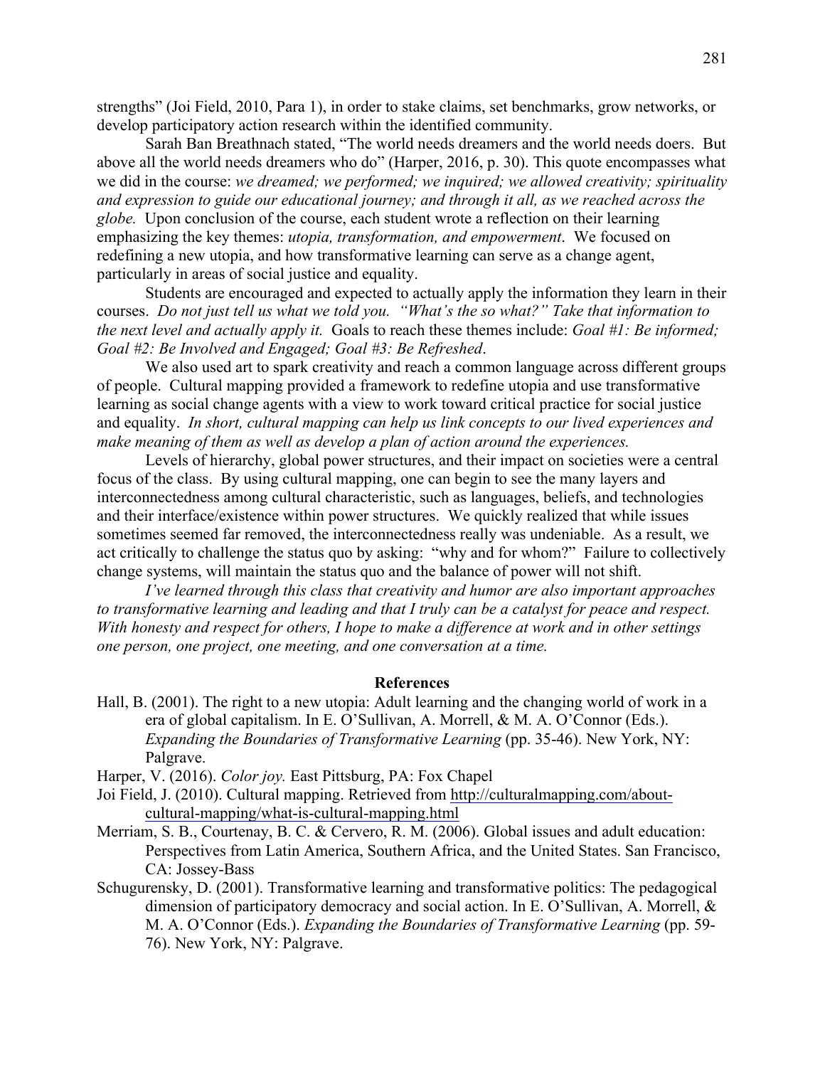strengths" (Joi Field, 2010, Para 1), in order to stake claims, set benchmarks, grow networks, or develop participatory action research within the identified community.

Sarah Ban Breathnach stated, "The world needs dreamers and the world needs doers. But above all the world needs dreamers who do" (Harper, 2016, p. 30). This quote encompasses what we did in the course: *we dreamed; we performed; we inquired; we allowed creativity; spirituality and expression to guide our educational journey; and through it all, as we reached across the globe.* Upon conclusion of the course, each student wrote a reflection on their learning emphasizing the key themes: *utopia, transformation, and empowerment*. We focused on redefining a new utopia, and how transformative learning can serve as a change agent, particularly in areas of social justice and equality.

Students are encouraged and expected to actually apply the information they learn in their courses. *Do not just tell us what we told you. "What's the so what?" Take that information to the next level and actually apply it.* Goals to reach these themes include: *Goal #1: Be informed; Goal #2: Be Involved and Engaged; Goal #3: Be Refreshed*.

We also used art to spark creativity and reach a common language across different groups of people. Cultural mapping provided a framework to redefine utopia and use transformative learning as social change agents with a view to work toward critical practice for social justice and equality. *In short, cultural mapping can help us link concepts to our lived experiences and make meaning of them as well as develop a plan of action around the experiences.*

Levels of hierarchy, global power structures, and their impact on societies were a central focus of the class. By using cultural mapping, one can begin to see the many layers and interconnectedness among cultural characteristic, such as languages, beliefs, and technologies and their interface/existence within power structures. We quickly realized that while issues sometimes seemed far removed, the interconnectedness really was undeniable. As a result, we act critically to challenge the status quo by asking: "why and for whom?" Failure to collectively change systems, will maintain the status quo and the balance of power will not shift.

*I've learned through this class that creativity and humor are also important approaches to transformative learning and leading and that I truly can be a catalyst for peace and respect. With honesty and respect for others, I hope to make a difference at work and in other settings one person, one project, one meeting, and one conversation at a time.*

## References

Hall, B. (2001). The right to a new utopia: Adult learning and the changing world of work in a era of global capitalism. In E. O'Sullivan, A. Morrell, & M. A. O'Connor (Eds.). *Expanding the Boundaries of Transformative Learning* (pp. 35-46). New York, NY: Palgrave.

Harper, V. (2016). *Color joy.* East Pittsburg, PA: Fox Chapel

Joi Field, J. (2010). Cultural mapping. Retrieved from http://culturalmapping.com/about-cultural-mapping/what-is-cultural-mapping.html

Merriam, S. B., Courtenay, B. C. & Cervero, R. M. (2006). Global issues and adult education: Perspectives from Latin America, Southern Africa, and the United States. San Francisco, CA: Jossey-Bass

Schugurensky, D. (2001). Transformative learning and transformative politics: The pedagogical dimension of participatory democracy and social action. In E. O'Sullivan, A. Morrell, & M. A. O'Connor (Eds.). *Expanding the Boundaries of Transformative Learning* (pp. 59-76). New York, NY: Palgrave.